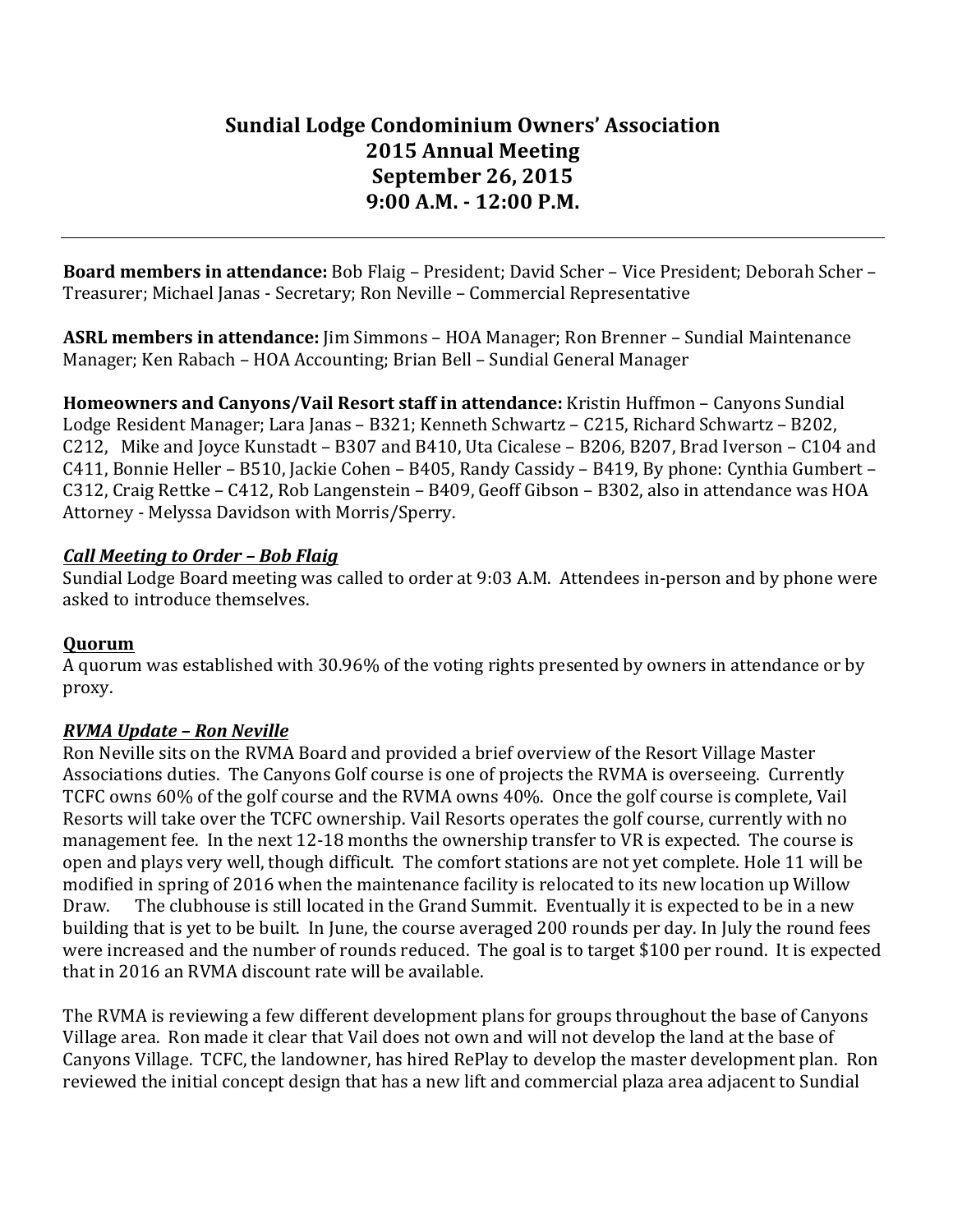# Sundial Lodge Condominium Owners' Association
# 2015 Annual Meeting
# September 26, 2015
# 9:00 A.M. - 12:00 P.M.

---

**Board members in attendance:** Bob Flaig – President; David Scher – Vice President; Deborah Scher – Treasurer; Michael Janas - Secretary; Ron Neville – Commercial Representative

**ASRL members in attendance:** Jim Simmons – HOA Manager; Ron Brenner – Sundial Maintenance Manager; Ken Rabach – HOA Accounting; Brian Bell – Sundial General Manager

**Homeowners and Canyons/Vail Resort staff in attendance:** Kristin Huffmon – Canyons Sundial Lodge Resident Manager; Lara Janas – B321; Kenneth Schwartz – C215, Richard Schwartz – B202, C212, Mike and Joyce Kunstadt – B307 and B410, Uta Cicalese – B206, B207, Brad Iverson – C104 and C411, Bonnie Heller – B510, Jackie Cohen – B405, Randy Cassidy – B419, By phone: Cynthia Gumbert – C312, Craig Rettke – C412, Rob Langenstein – B409, Geoff Gibson – B302, also in attendance was HOA Attorney - Melyssa Davidson with Morris/Sperry.

***Call Meeting to Order – Bob Flaig***

Sundial Lodge Board meeting was called to order at 9:03 A.M. Attendees in-person and by phone were asked to introduce themselves.

**Quorum**

A quorum was established with 30.96% of the voting rights presented by owners in attendance or by proxy.

***RVMA Update – Ron Neville***

Ron Neville sits on the RVMA Board and provided a brief overview of the Resort Village Master Associations duties. The Canyons Golf course is one of projects the RVMA is overseeing. Currently TCFC owns 60% of the golf course and the RVMA owns 40%. Once the golf course is complete, Vail Resorts will take over the TCFC ownership. Vail Resorts operates the golf course, currently with no management fee. In the next 12-18 months the ownership transfer to VR is expected. The course is open and plays very well, though difficult. The comfort stations are not yet complete. Hole 11 will be modified in spring of 2016 when the maintenance facility is relocated to its new location up Willow Draw. The clubhouse is still located in the Grand Summit. Eventually it is expected to be in a new building that is yet to be built. In June, the course averaged 200 rounds per day. In July the round fees were increased and the number of rounds reduced. The goal is to target $100 per round. It is expected that in 2016 an RVMA discount rate will be available.

The RVMA is reviewing a few different development plans for groups throughout the base of Canyons Village area. Ron made it clear that Vail does not own and will not develop the land at the base of Canyons Village. TCFC, the landowner, has hired RePlay to develop the master development plan. Ron reviewed the initial concept design that has a new lift and commercial plaza area adjacent to Sundial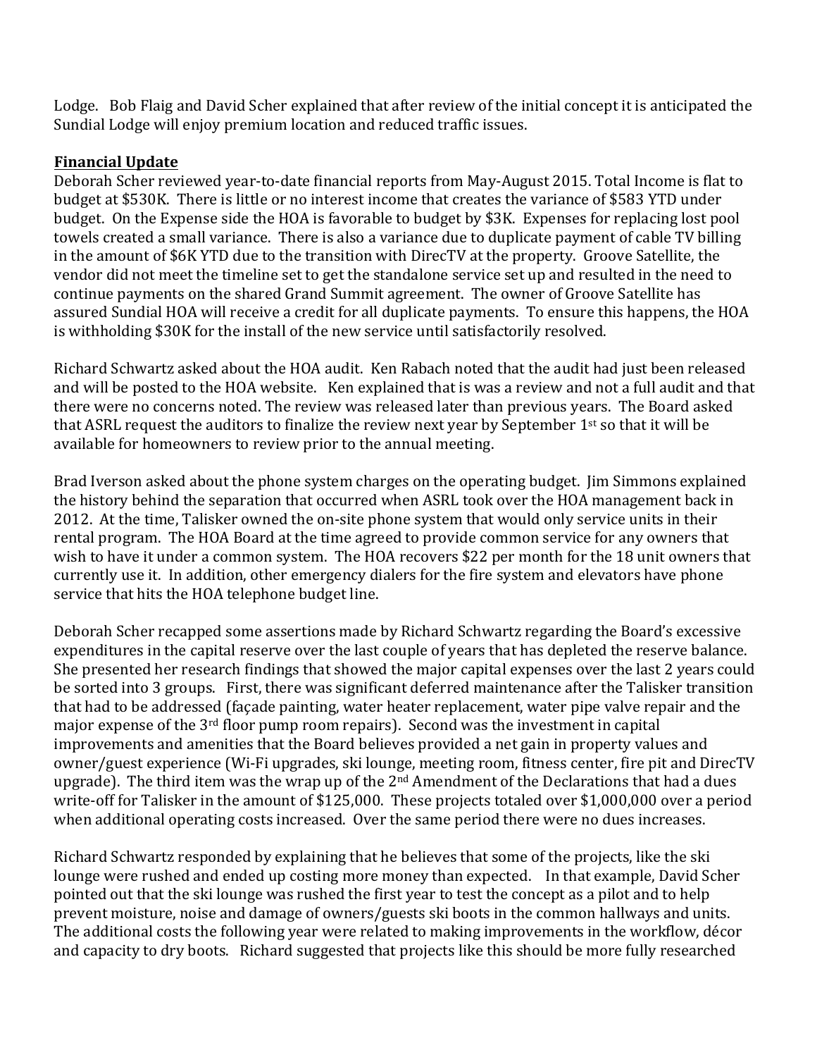Lodge. Bob Flaig and David Scher explained that after review of the initial concept it is anticipated the Sundial Lodge will enjoy premium location and reduced traffic issues.

**Financial Update**

Deborah Scher reviewed year-to-date financial reports from May-August 2015. Total Income is flat to budget at $530K. There is little or no interest income that creates the variance of $583 YTD under budget. On the Expense side the HOA is favorable to budget by $3K. Expenses for replacing lost pool towels created a small variance. There is also a variance due to duplicate payment of cable TV billing in the amount of $6K YTD due to the transition with DirecTV at the property. Groove Satellite, the vendor did not meet the timeline set to get the standalone service set up and resulted in the need to continue payments on the shared Grand Summit agreement. The owner of Groove Satellite has assured Sundial HOA will receive a credit for all duplicate payments. To ensure this happens, the HOA is withholding $30K for the install of the new service until satisfactorily resolved.

Richard Schwartz asked about the HOA audit. Ken Rabach noted that the audit had just been released and will be posted to the HOA website. Ken explained that is was a review and not a full audit and that there were no concerns noted. The review was released later than previous years. The Board asked that ASRL request the auditors to finalize the review next year by September 1st so that it will be available for homeowners to review prior to the annual meeting.

Brad Iverson asked about the phone system charges on the operating budget. Jim Simmons explained the history behind the separation that occurred when ASRL took over the HOA management back in 2012. At the time, Talisker owned the on-site phone system that would only service units in their rental program. The HOA Board at the time agreed to provide common service for any owners that wish to have it under a common system. The HOA recovers $22 per month for the 18 unit owners that currently use it. In addition, other emergency dialers for the fire system and elevators have phone service that hits the HOA telephone budget line.

Deborah Scher recapped some assertions made by Richard Schwartz regarding the Board's excessive expenditures in the capital reserve over the last couple of years that has depleted the reserve balance. She presented her research findings that showed the major capital expenses over the last 2 years could be sorted into 3 groups. First, there was significant deferred maintenance after the Talisker transition that had to be addressed (façade painting, water heater replacement, water pipe valve repair and the major expense of the 3rd floor pump room repairs). Second was the investment in capital improvements and amenities that the Board believes provided a net gain in property values and owner/guest experience (Wi-Fi upgrades, ski lounge, meeting room, fitness center, fire pit and DirecTV upgrade). The third item was the wrap up of the 2nd Amendment of the Declarations that had a dues write-off for Talisker in the amount of $125,000. These projects totaled over $1,000,000 over a period when additional operating costs increased. Over the same period there were no dues increases.

Richard Schwartz responded by explaining that he believes that some of the projects, like the ski lounge were rushed and ended up costing more money than expected. In that example, David Scher pointed out that the ski lounge was rushed the first year to test the concept as a pilot and to help prevent moisture, noise and damage of owners/guests ski boots in the common hallways and units. The additional costs the following year were related to making improvements in the workflow, décor and capacity to dry boots. Richard suggested that projects like this should be more fully researched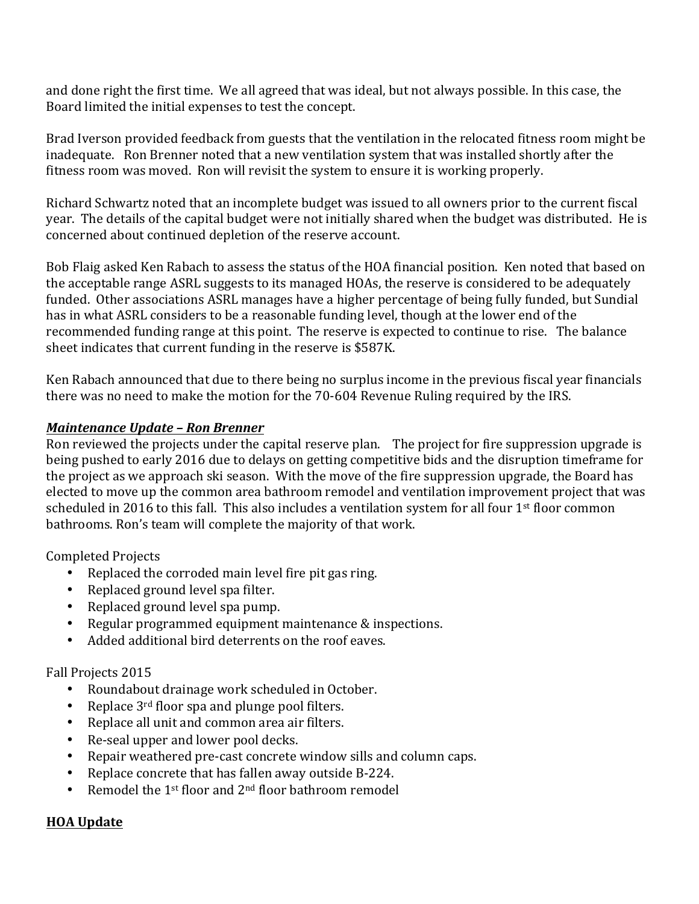and done right the first time. We all agreed that was ideal, but not always possible. In this case, the Board limited the initial expenses to test the concept.

Brad Iverson provided feedback from guests that the ventilation in the relocated fitness room might be inadequate. Ron Brenner noted that a new ventilation system that was installed shortly after the fitness room was moved. Ron will revisit the system to ensure it is working properly.

Richard Schwartz noted that an incomplete budget was issued to all owners prior to the current fiscal year. The details of the capital budget were not initially shared when the budget was distributed. He is concerned about continued depletion of the reserve account.

Bob Flaig asked Ken Rabach to assess the status of the HOA financial position. Ken noted that based on the acceptable range ASRL suggests to its managed HOAs, the reserve is considered to be adequately funded. Other associations ASRL manages have a higher percentage of being fully funded, but Sundial has in what ASRL considers to be a reasonable funding level, though at the lower end of the recommended funding range at this point. The reserve is expected to continue to rise. The balance sheet indicates that current funding in the reserve is $587K.

Ken Rabach announced that due to there being no surplus income in the previous fiscal year financials there was no need to make the motion for the 70-604 Revenue Ruling required by the IRS.

***Maintenance Update – Ron Brenner***

Ron reviewed the projects under the capital reserve plan. The project for fire suppression upgrade is being pushed to early 2016 due to delays on getting competitive bids and the disruption timeframe for the project as we approach ski season. With the move of the fire suppression upgrade, the Board has elected to move up the common area bathroom remodel and ventilation improvement project that was scheduled in 2016 to this fall. This also includes a ventilation system for all four 1st floor common bathrooms. Ron's team will complete the majority of that work.

Completed Projects

- Replaced the corroded main level fire pit gas ring.
- Replaced ground level spa filter.
- Replaced ground level spa pump.
- Regular programmed equipment maintenance & inspections.
- Added additional bird deterrents on the roof eaves.

Fall Projects 2015

- Roundabout drainage work scheduled in October.
- Replace 3rd floor spa and plunge pool filters.
- Replace all unit and common area air filters.
- Re-seal upper and lower pool decks.
- Repair weathered pre-cast concrete window sills and column caps.
- Replace concrete that has fallen away outside B-224.
- Remodel the 1st floor and 2nd floor bathroom remodel

**HOA Update**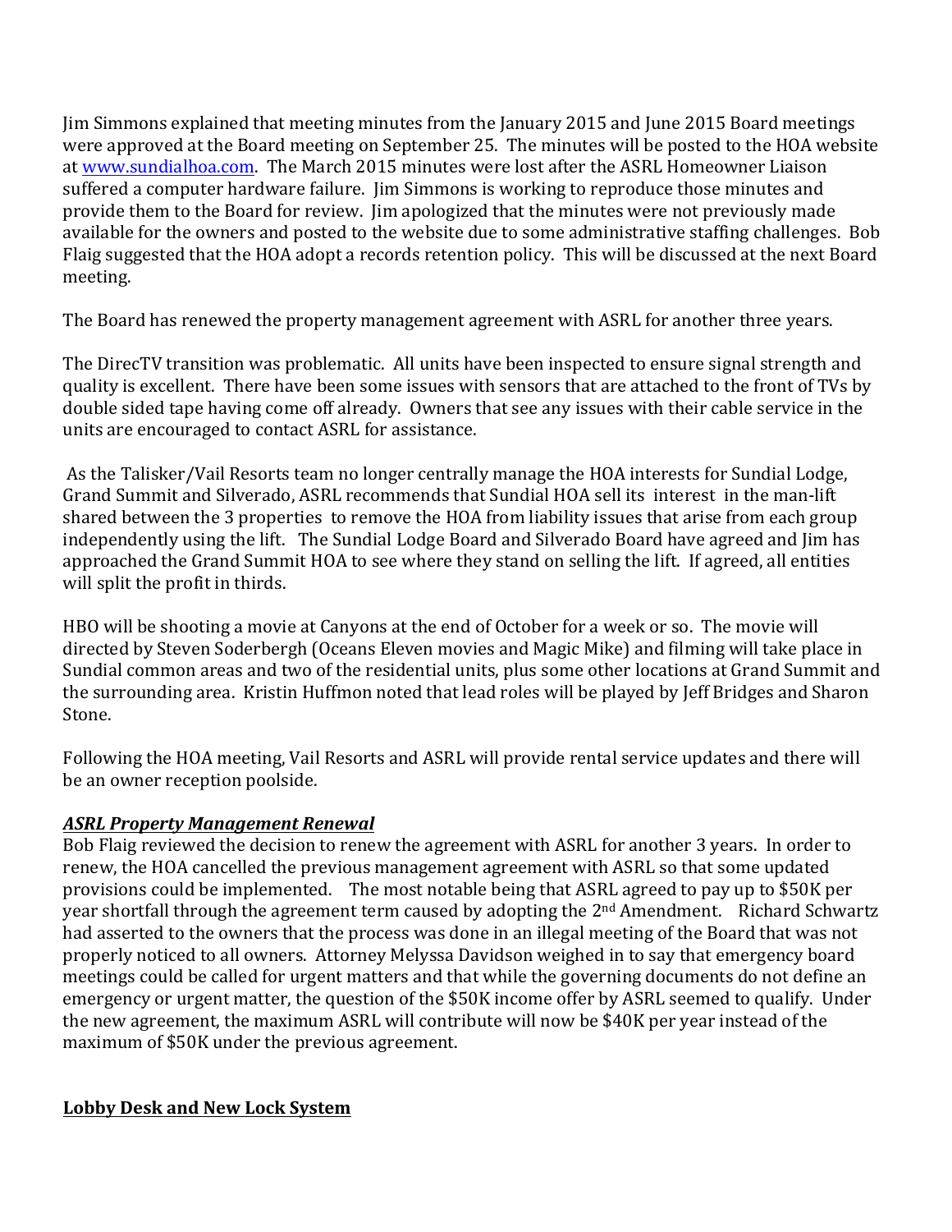Jim Simmons explained that meeting minutes from the January 2015 and June 2015 Board meetings were approved at the Board meeting on September 25. The minutes will be posted to the HOA website at [www.sundialhoa.com](http://www.sundialhoa.com). The March 2015 minutes were lost after the ASRL Homeowner Liaison suffered a computer hardware failure. Jim Simmons is working to reproduce those minutes and provide them to the Board for review. Jim apologized that the minutes were not previously made available for the owners and posted to the website due to some administrative staffing challenges. Bob Flaig suggested that the HOA adopt a records retention policy. This will be discussed at the next Board meeting.

The Board has renewed the property management agreement with ASRL for another three years.

The DirecTV transition was problematic. All units have been inspected to ensure signal strength and quality is excellent. There have been some issues with sensors that are attached to the front of TVs by double sided tape having come off already. Owners that see any issues with their cable service in the units are encouraged to contact ASRL for assistance.

As the Talisker/Vail Resorts team no longer centrally manage the HOA interests for Sundial Lodge, Grand Summit and Silverado, ASRL recommends that Sundial HOA sell its interest in the man-lift shared between the 3 properties to remove the HOA from liability issues that arise from each group independently using the lift. The Sundial Lodge Board and Silverado Board have agreed and Jim has approached the Grand Summit HOA to see where they stand on selling the lift. If agreed, all entities will split the profit in thirds.

HBO will be shooting a movie at Canyons at the end of October for a week or so. The movie will directed by Steven Soderbergh (Oceans Eleven movies and Magic Mike) and filming will take place in Sundial common areas and two of the residential units, plus some other locations at Grand Summit and the surrounding area. Kristin Huffmon noted that lead roles will be played by Jeff Bridges and Sharon Stone.

Following the HOA meeting, Vail Resorts and ASRL will provide rental service updates and there will be an owner reception poolside.

***ASRL Property Management Renewal***

Bob Flaig reviewed the decision to renew the agreement with ASRL for another 3 years. In order to renew, the HOA cancelled the previous management agreement with ASRL so that some updated provisions could be implemented. The most notable being that ASRL agreed to pay up to $50K per year shortfall through the agreement term caused by adopting the 2nd Amendment. Richard Schwartz had asserted to the owners that the process was done in an illegal meeting of the Board that was not properly noticed to all owners. Attorney Melyssa Davidson weighed in to say that emergency board meetings could be called for urgent matters and that while the governing documents do not define an emergency or urgent matter, the question of the $50K income offer by ASRL seemed to qualify. Under the new agreement, the maximum ASRL will contribute will now be $40K per year instead of the maximum of $50K under the previous agreement.

**Lobby Desk and New Lock System**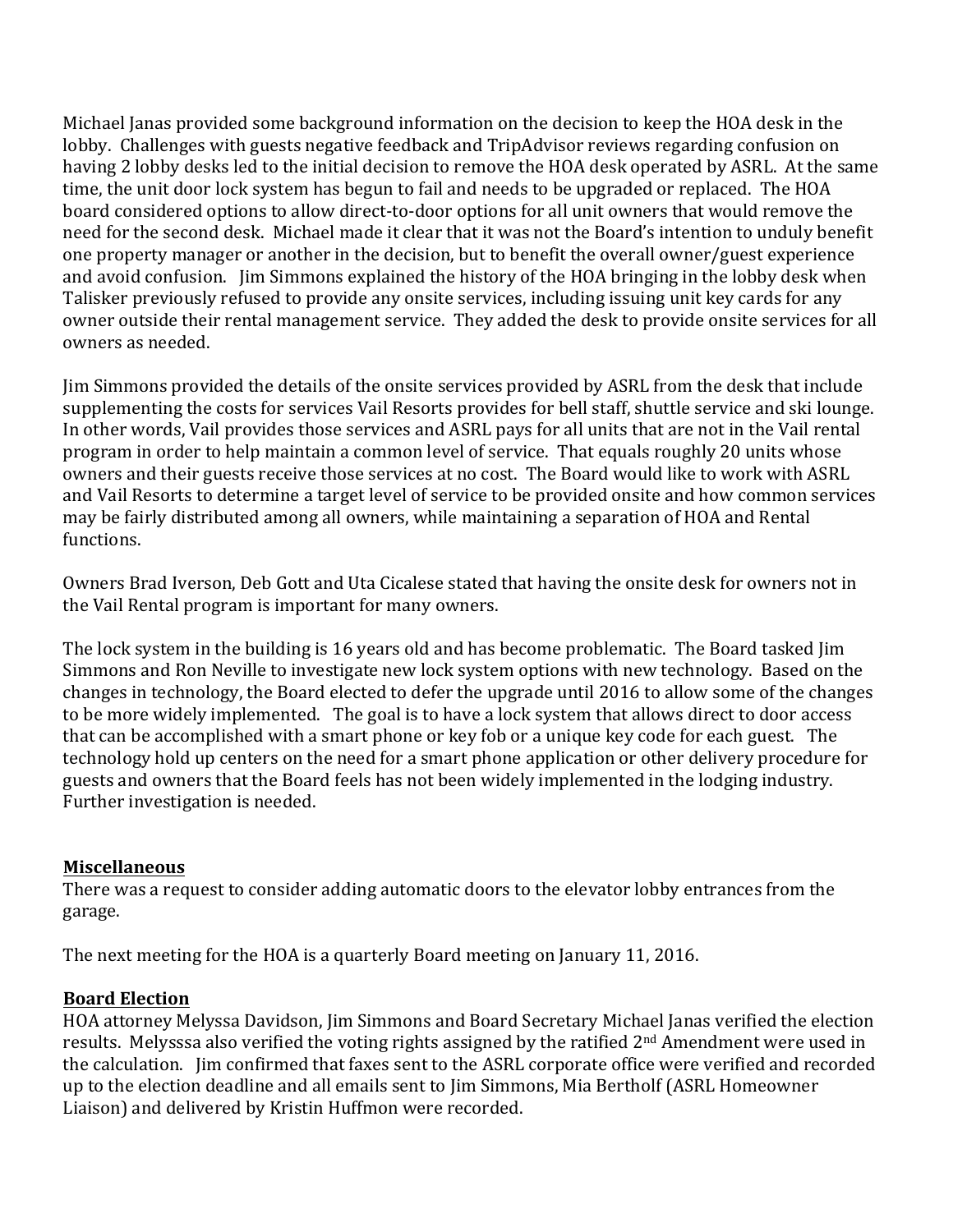Michael Janas provided some background information on the decision to keep the HOA desk in the lobby. Challenges with guests negative feedback and TripAdvisor reviews regarding confusion on having 2 lobby desks led to the initial decision to remove the HOA desk operated by ASRL. At the same time, the unit door lock system has begun to fail and needs to be upgraded or replaced. The HOA board considered options to allow direct-to-door options for all unit owners that would remove the need for the second desk. Michael made it clear that it was not the Board's intention to unduly benefit one property manager or another in the decision, but to benefit the overall owner/guest experience and avoid confusion. Jim Simmons explained the history of the HOA bringing in the lobby desk when Talisker previously refused to provide any onsite services, including issuing unit key cards for any owner outside their rental management service. They added the desk to provide onsite services for all owners as needed.

Jim Simmons provided the details of the onsite services provided by ASRL from the desk that include supplementing the costs for services Vail Resorts provides for bell staff, shuttle service and ski lounge. In other words, Vail provides those services and ASRL pays for all units that are not in the Vail rental program in order to help maintain a common level of service. That equals roughly 20 units whose owners and their guests receive those services at no cost. The Board would like to work with ASRL and Vail Resorts to determine a target level of service to be provided onsite and how common services may be fairly distributed among all owners, while maintaining a separation of HOA and Rental functions.

Owners Brad Iverson, Deb Gott and Uta Cicalese stated that having the onsite desk for owners not in the Vail Rental program is important for many owners.

The lock system in the building is 16 years old and has become problematic. The Board tasked Jim Simmons and Ron Neville to investigate new lock system options with new technology. Based on the changes in technology, the Board elected to defer the upgrade until 2016 to allow some of the changes to be more widely implemented. The goal is to have a lock system that allows direct to door access that can be accomplished with a smart phone or key fob or a unique key code for each guest. The technology hold up centers on the need for a smart phone application or other delivery procedure for guests and owners that the Board feels has not been widely implemented in the lodging industry. Further investigation is needed.

**Miscellaneous**

There was a request to consider adding automatic doors to the elevator lobby entrances from the garage.

The next meeting for the HOA is a quarterly Board meeting on January 11, 2016.

**Board Election**

HOA attorney Melyssa Davidson, Jim Simmons and Board Secretary Michael Janas verified the election results. Melysssa also verified the voting rights assigned by the ratified 2nd Amendment were used in the calculation. Jim confirmed that faxes sent to the ASRL corporate office were verified and recorded up to the election deadline and all emails sent to Jim Simmons, Mia Bertholf (ASRL Homeowner Liaison) and delivered by Kristin Huffmon were recorded.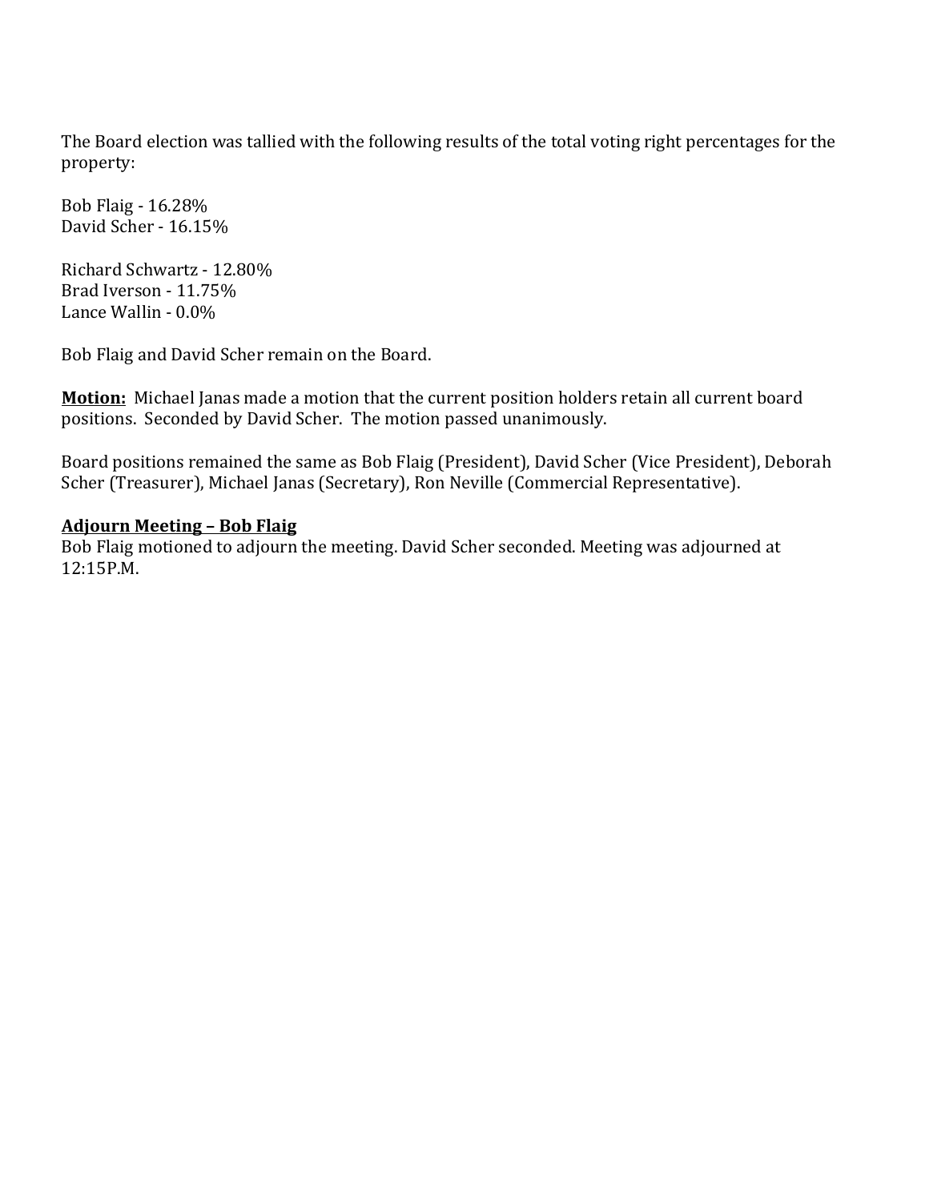The Board election was tallied with the following results of the total voting right percentages for the property:

Bob Flaig - 16.28%
David Scher - 16.15%

Richard Schwartz - 12.80%
Brad Iverson - 11.75%
Lance Wallin - 0.0%

Bob Flaig and David Scher remain on the Board.

**Motion:** Michael Janas made a motion that the current position holders retain all current board positions. Seconded by David Scher. The motion passed unanimously.

Board positions remained the same as Bob Flaig (President), David Scher (Vice President), Deborah Scher (Treasurer), Michael Janas (Secretary), Ron Neville (Commercial Representative).

**Adjourn Meeting – Bob Flaig**

Bob Flaig motioned to adjourn the meeting. David Scher seconded. Meeting was adjourned at 12:15P.M.